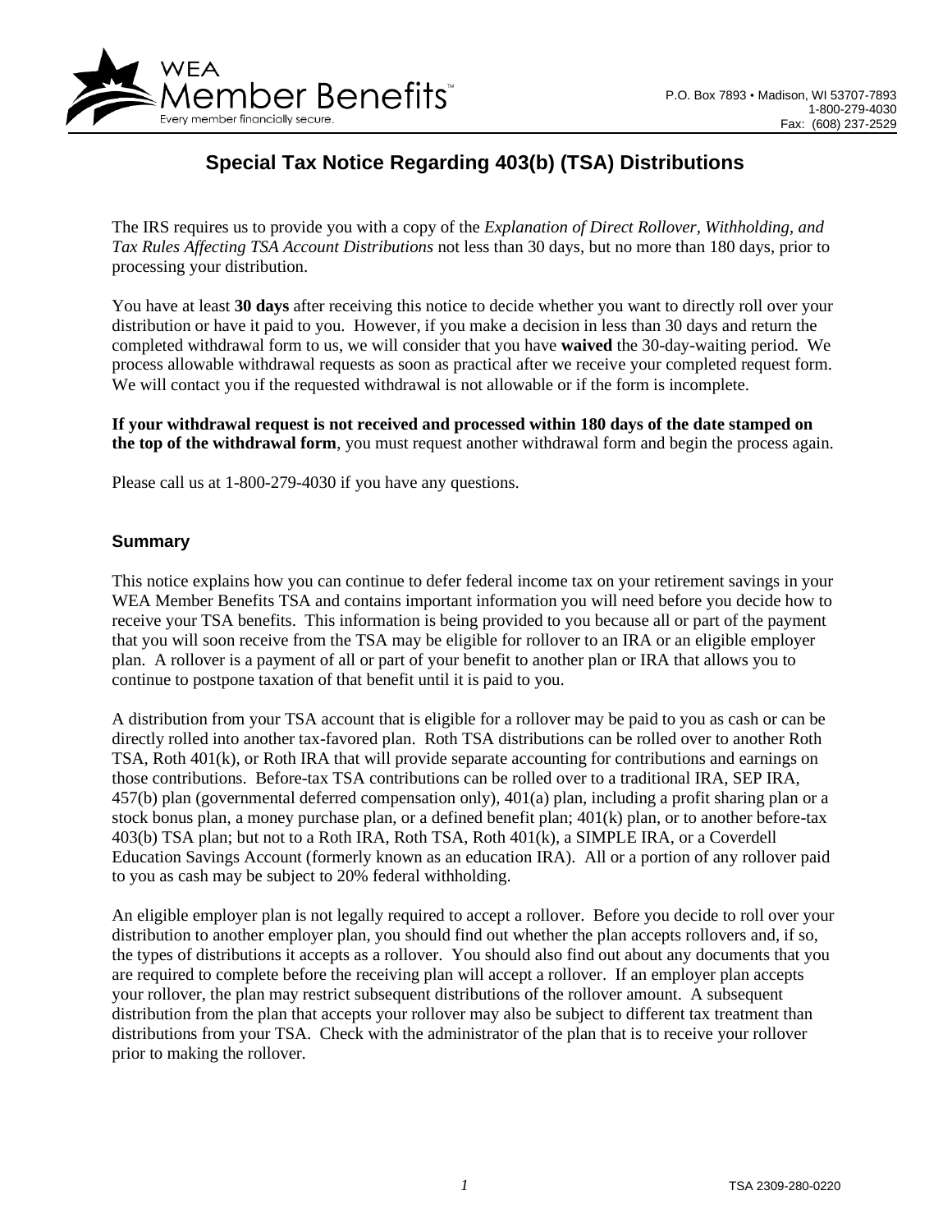WEA Member Benefits™
Every member financially secure.

P.O. Box 7893 • Madison, WI 53707-7893
1-800-279-4030
Fax: (608) 237-2529

# Special Tax Notice Regarding 403(b) (TSA) Distributions

The IRS requires us to provide you with a copy of the *Explanation of Direct Rollover, Withholding, and Tax Rules Affecting TSA Account Distributions* not less than 30 days, but no more than 180 days, prior to processing your distribution.

You have at least **30 days** after receiving this notice to decide whether you want to directly roll over your distribution or have it paid to you. However, if you make a decision in less than 30 days and return the completed withdrawal form to us, we will consider that you have **waived** the 30-day-waiting period. We process allowable withdrawal requests as soon as practical after we receive your completed request form. We will contact you if the requested withdrawal is not allowable or if the form is incomplete.

**If your withdrawal request is not received and processed within 180 days of the date stamped on the top of the withdrawal form**, you must request another withdrawal form and begin the process again.

Please call us at 1-800-279-4030 if you have any questions.

## Summary

This notice explains how you can continue to defer federal income tax on your retirement savings in your WEA Member Benefits TSA and contains important information you will need before you decide how to receive your TSA benefits. This information is being provided to you because all or part of the payment that you will soon receive from the TSA may be eligible for rollover to an IRA or an eligible employer plan. A rollover is a payment of all or part of your benefit to another plan or IRA that allows you to continue to postpone taxation of that benefit until it is paid to you.

A distribution from your TSA account that is eligible for a rollover may be paid to you as cash or can be directly rolled into another tax-favored plan. Roth TSA distributions can be rolled over to another Roth TSA, Roth 401(k), or Roth IRA that will provide separate accounting for contributions and earnings on those contributions. Before-tax TSA contributions can be rolled over to a traditional IRA, SEP IRA, 457(b) plan (governmental deferred compensation only), 401(a) plan, including a profit sharing plan or a stock bonus plan, a money purchase plan, or a defined benefit plan; 401(k) plan, or to another before-tax 403(b) TSA plan; but not to a Roth IRA, Roth TSA, Roth 401(k), a SIMPLE IRA, or a Coverdell Education Savings Account (formerly known as an education IRA). All or a portion of any rollover paid to you as cash may be subject to 20% federal withholding.

An eligible employer plan is not legally required to accept a rollover. Before you decide to roll over your distribution to another employer plan, you should find out whether the plan accepts rollovers and, if so, the types of distributions it accepts as a rollover. You should also find out about any documents that you are required to complete before the receiving plan will accept a rollover. If an employer plan accepts your rollover, the plan may restrict subsequent distributions of the rollover amount. A subsequent distribution from the plan that accepts your rollover may also be subject to different tax treatment than distributions from your TSA. Check with the administrator of the plan that is to receive your rollover prior to making the rollover.

TSA 2309-280-0220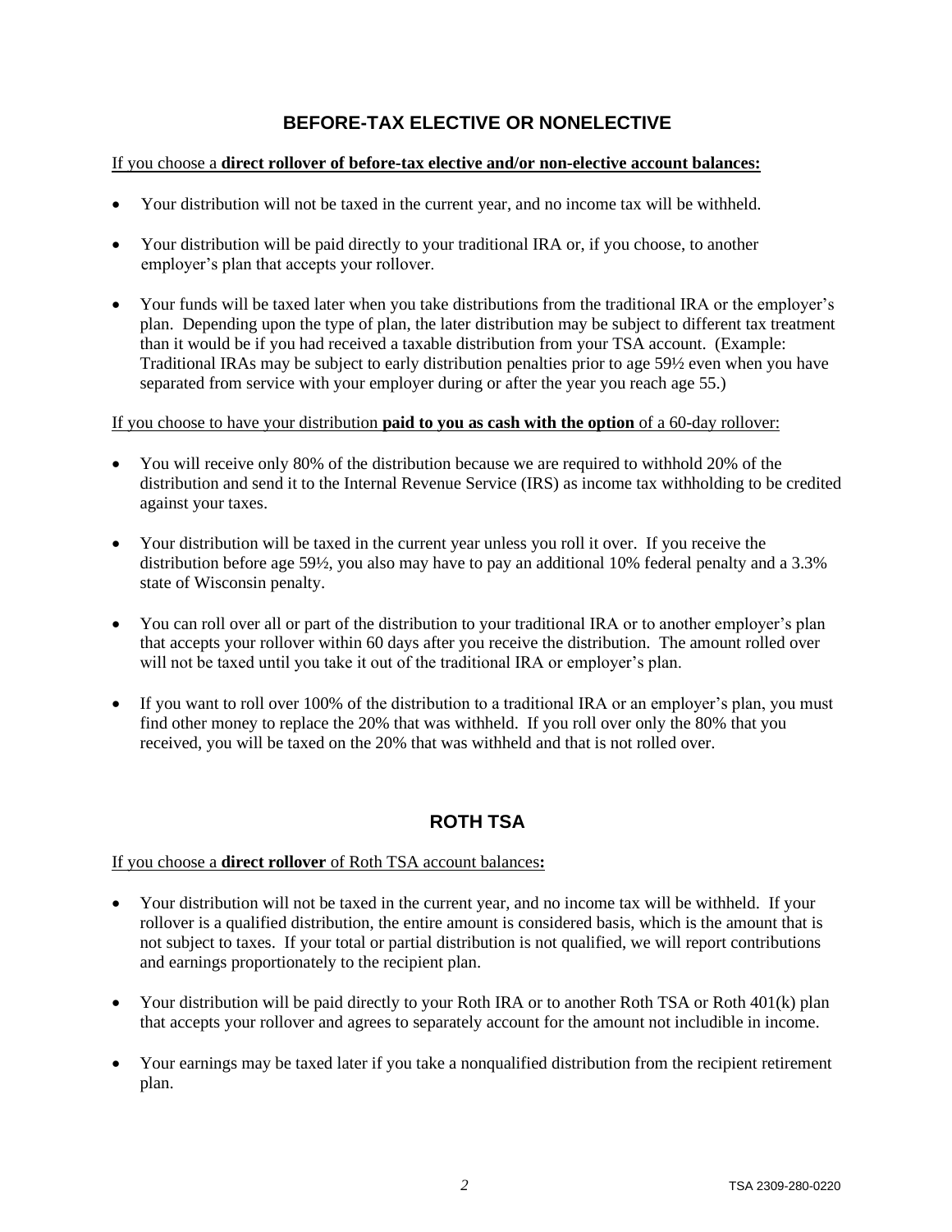## BEFORE-TAX ELECTIVE OR NONELECTIVE

If you choose a **direct rollover of before-tax elective and/or non-elective account balances:**

- Your distribution will not be taxed in the current year, and no income tax will be withheld.
- Your distribution will be paid directly to your traditional IRA or, if you choose, to another employer's plan that accepts your rollover.
- Your funds will be taxed later when you take distributions from the traditional IRA or the employer's plan. Depending upon the type of plan, the later distribution may be subject to different tax treatment than it would be if you had received a taxable distribution from your TSA account. (Example: Traditional IRAs may be subject to early distribution penalties prior to age 59½ even when you have separated from service with your employer during or after the year you reach age 55.)

If you choose to have your distribution **paid to you as cash with the option** of a 60-day rollover:

- You will receive only 80% of the distribution because we are required to withhold 20% of the distribution and send it to the Internal Revenue Service (IRS) as income tax withholding to be credited against your taxes.
- Your distribution will be taxed in the current year unless you roll it over. If you receive the distribution before age 59½, you also may have to pay an additional 10% federal penalty and a 3.3% state of Wisconsin penalty.
- You can roll over all or part of the distribution to your traditional IRA or to another employer's plan that accepts your rollover within 60 days after you receive the distribution. The amount rolled over will not be taxed until you take it out of the traditional IRA or employer's plan.
- If you want to roll over 100% of the distribution to a traditional IRA or an employer's plan, you must find other money to replace the 20% that was withheld. If you roll over only the 80% that you received, you will be taxed on the 20% that was withheld and that is not rolled over.

## ROTH TSA

If you choose a **direct rollover** of Roth TSA account balances**:**

- Your distribution will not be taxed in the current year, and no income tax will be withheld. If your rollover is a qualified distribution, the entire amount is considered basis, which is the amount that is not subject to taxes. If your total or partial distribution is not qualified, we will report contributions and earnings proportionately to the recipient plan.
- Your distribution will be paid directly to your Roth IRA or to another Roth TSA or Roth 401(k) plan that accepts your rollover and agrees to separately account for the amount not includible in income.
- Your earnings may be taxed later if you take a nonqualified distribution from the recipient retirement plan.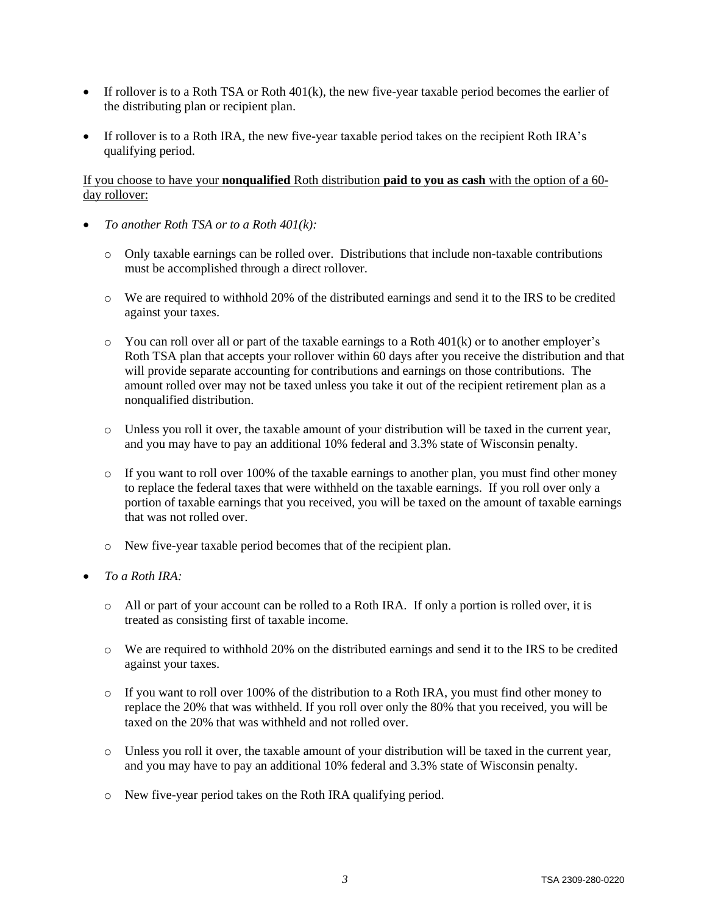- If rollover is to a Roth TSA or Roth 401(k), the new five-year taxable period becomes the earlier of the distributing plan or recipient plan.
- If rollover is to a Roth IRA, the new five-year taxable period takes on the recipient Roth IRA's qualifying period.

If you choose to have your **nonqualified** Roth distribution **paid to you as cash** with the option of a 60-day rollover:

- *To another Roth TSA or to a Roth 401(k):*
  - Only taxable earnings can be rolled over. Distributions that include non-taxable contributions must be accomplished through a direct rollover.
  - We are required to withhold 20% of the distributed earnings and send it to the IRS to be credited against your taxes.
  - You can roll over all or part of the taxable earnings to a Roth 401(k) or to another employer's Roth TSA plan that accepts your rollover within 60 days after you receive the distribution and that will provide separate accounting for contributions and earnings on those contributions. The amount rolled over may not be taxed unless you take it out of the recipient retirement plan as a nonqualified distribution.
  - Unless you roll it over, the taxable amount of your distribution will be taxed in the current year, and you may have to pay an additional 10% federal and 3.3% state of Wisconsin penalty.
  - If you want to roll over 100% of the taxable earnings to another plan, you must find other money to replace the federal taxes that were withheld on the taxable earnings. If you roll over only a portion of taxable earnings that you received, you will be taxed on the amount of taxable earnings that was not rolled over.
  - New five-year taxable period becomes that of the recipient plan.
- *To a Roth IRA:*
  - All or part of your account can be rolled to a Roth IRA. If only a portion is rolled over, it is treated as consisting first of taxable income.
  - We are required to withhold 20% on the distributed earnings and send it to the IRS to be credited against your taxes.
  - If you want to roll over 100% of the distribution to a Roth IRA, you must find other money to replace the 20% that was withheld. If you roll over only the 80% that you received, you will be taxed on the 20% that was withheld and not rolled over.
  - Unless you roll it over, the taxable amount of your distribution will be taxed in the current year, and you may have to pay an additional 10% federal and 3.3% state of Wisconsin penalty.
  - New five-year period takes on the Roth IRA qualifying period.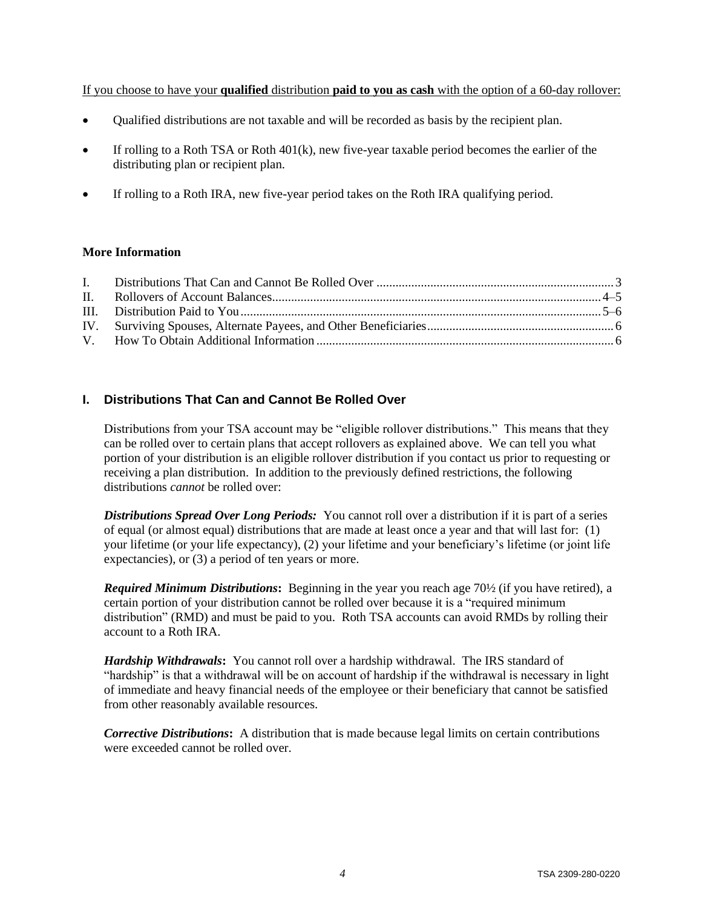If you choose to have your **qualified** distribution **paid to you as cash** with the option of a 60-day rollover:

- Qualified distributions are not taxable and will be recorded as basis by the recipient plan.
- If rolling to a Roth TSA or Roth 401(k), new five-year taxable period becomes the earlier of the distributing plan or recipient plan.
- If rolling to a Roth IRA, new five-year period takes on the Roth IRA qualifying period.

**More Information**

| | | |
|---|---|---|
| I. | Distributions That Can and Cannot Be Rolled Over | 3 |
| II. | Rollovers of Account Balances | 4–5 |
| III. | Distribution Paid to You | 5–6 |
| IV. | Surviving Spouses, Alternate Payees, and Other Beneficiaries | 6 |
| V. | How To Obtain Additional Information | 6 |

## I. Distributions That Can and Cannot Be Rolled Over

Distributions from your TSA account may be "eligible rollover distributions." This means that they can be rolled over to certain plans that accept rollovers as explained above. We can tell you what portion of your distribution is an eligible rollover distribution if you contact us prior to requesting or receiving a plan distribution. In addition to the previously defined restrictions, the following distributions *cannot* be rolled over:

***Distributions Spread Over Long Periods:*** You cannot roll over a distribution if it is part of a series of equal (or almost equal) distributions that are made at least once a year and that will last for: (1) your lifetime (or your life expectancy), (2) your lifetime and your beneficiary's lifetime (or joint life expectancies), or (3) a period of ten years or more.

***Required Minimum Distributions*:** Beginning in the year you reach age 70½ (if you have retired), a certain portion of your distribution cannot be rolled over because it is a "required minimum distribution" (RMD) and must be paid to you. Roth TSA accounts can avoid RMDs by rolling their account to a Roth IRA.

***Hardship Withdrawals*:** You cannot roll over a hardship withdrawal. The IRS standard of "hardship" is that a withdrawal will be on account of hardship if the withdrawal is necessary in light of immediate and heavy financial needs of the employee or their beneficiary that cannot be satisfied from other reasonably available resources.

***Corrective Distributions*:** A distribution that is made because legal limits on certain contributions were exceeded cannot be rolled over.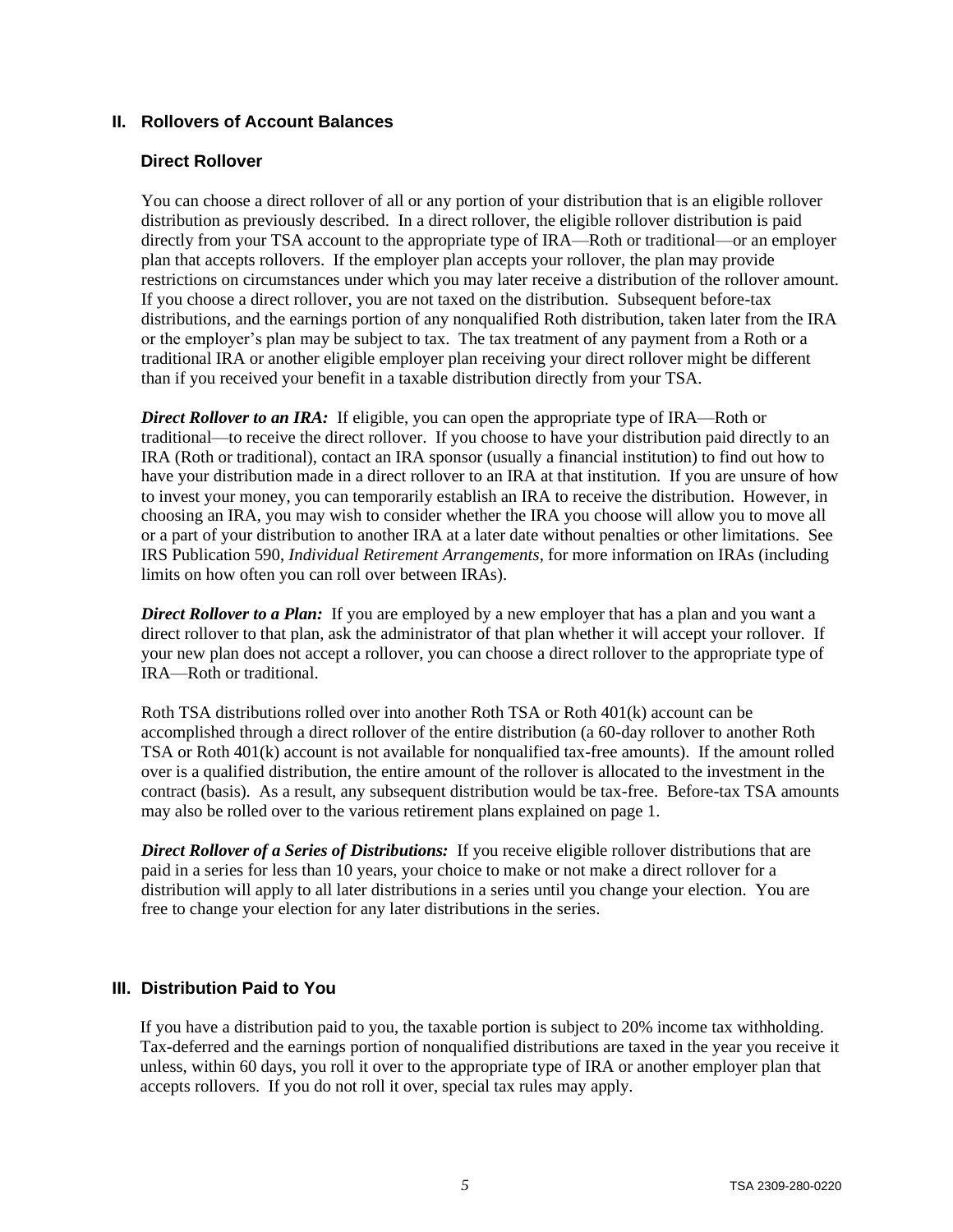## II. Rollovers of Account Balances

### Direct Rollover

You can choose a direct rollover of all or any portion of your distribution that is an eligible rollover distribution as previously described. In a direct rollover, the eligible rollover distribution is paid directly from your TSA account to the appropriate type of IRA—Roth or traditional—or an employer plan that accepts rollovers. If the employer plan accepts your rollover, the plan may provide restrictions on circumstances under which you may later receive a distribution of the rollover amount. If you choose a direct rollover, you are not taxed on the distribution. Subsequent before-tax distributions, and the earnings portion of any nonqualified Roth distribution, taken later from the IRA or the employer's plan may be subject to tax. The tax treatment of any payment from a Roth or a traditional IRA or another eligible employer plan receiving your direct rollover might be different than if you received your benefit in a taxable distribution directly from your TSA.

***Direct Rollover to an IRA:*** If eligible, you can open the appropriate type of IRA—Roth or traditional—to receive the direct rollover. If you choose to have your distribution paid directly to an IRA (Roth or traditional), contact an IRA sponsor (usually a financial institution) to find out how to have your distribution made in a direct rollover to an IRA at that institution. If you are unsure of how to invest your money, you can temporarily establish an IRA to receive the distribution. However, in choosing an IRA, you may wish to consider whether the IRA you choose will allow you to move all or a part of your distribution to another IRA at a later date without penalties or other limitations. See IRS Publication 590, *Individual Retirement Arrangements*, for more information on IRAs (including limits on how often you can roll over between IRAs).

***Direct Rollover to a Plan:*** If you are employed by a new employer that has a plan and you want a direct rollover to that plan, ask the administrator of that plan whether it will accept your rollover. If your new plan does not accept a rollover, you can choose a direct rollover to the appropriate type of IRA—Roth or traditional.

Roth TSA distributions rolled over into another Roth TSA or Roth 401(k) account can be accomplished through a direct rollover of the entire distribution (a 60-day rollover to another Roth TSA or Roth 401(k) account is not available for nonqualified tax-free amounts). If the amount rolled over is a qualified distribution, the entire amount of the rollover is allocated to the investment in the contract (basis). As a result, any subsequent distribution would be tax-free. Before-tax TSA amounts may also be rolled over to the various retirement plans explained on page 1.

***Direct Rollover of a Series of Distributions:*** If you receive eligible rollover distributions that are paid in a series for less than 10 years, your choice to make or not make a direct rollover for a distribution will apply to all later distributions in a series until you change your election. You are free to change your election for any later distributions in the series.

## III. Distribution Paid to You

If you have a distribution paid to you, the taxable portion is subject to 20% income tax withholding. Tax-deferred and the earnings portion of nonqualified distributions are taxed in the year you receive it unless, within 60 days, you roll it over to the appropriate type of IRA or another employer plan that accepts rollovers. If you do not roll it over, special tax rules may apply.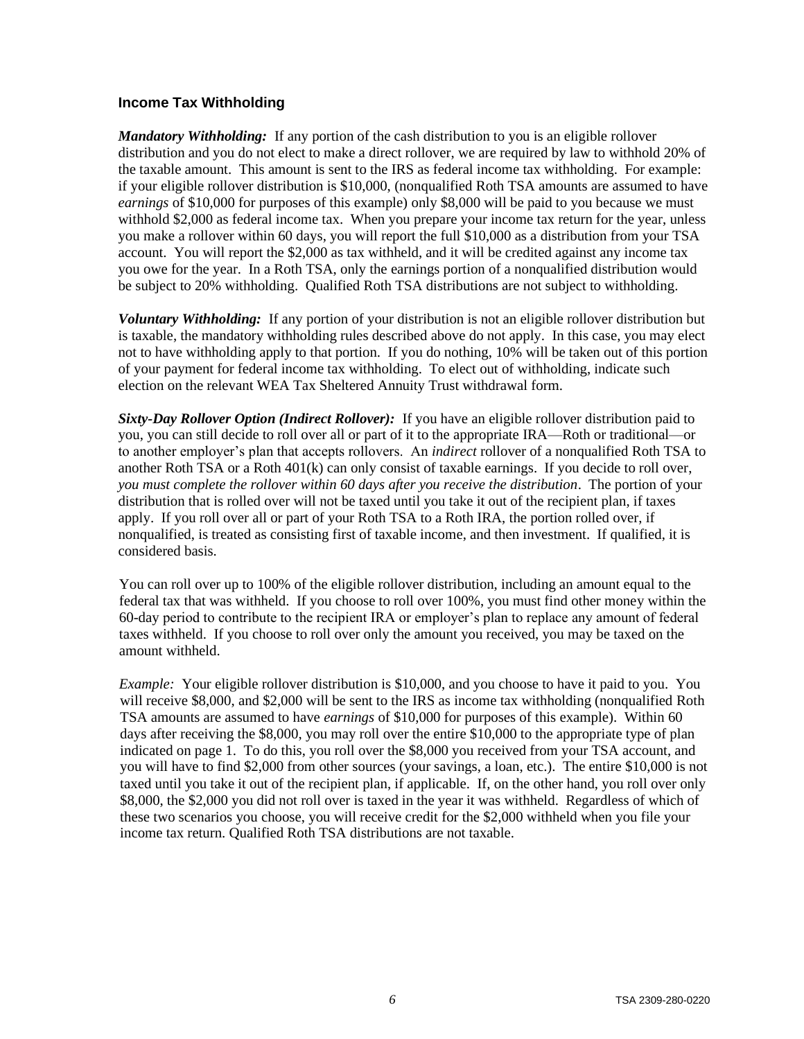## Income Tax Withholding

***Mandatory Withholding:*** If any portion of the cash distribution to you is an eligible rollover distribution and you do not elect to make a direct rollover, we are required by law to withhold 20% of the taxable amount. This amount is sent to the IRS as federal income tax withholding. For example: if your eligible rollover distribution is $10,000, (nonqualified Roth TSA amounts are assumed to have *earnings* of $10,000 for purposes of this example) only $8,000 will be paid to you because we must withhold $2,000 as federal income tax. When you prepare your income tax return for the year, unless you make a rollover within 60 days, you will report the full $10,000 as a distribution from your TSA account. You will report the $2,000 as tax withheld, and it will be credited against any income tax you owe for the year. In a Roth TSA, only the earnings portion of a nonqualified distribution would be subject to 20% withholding. Qualified Roth TSA distributions are not subject to withholding.

***Voluntary Withholding:*** If any portion of your distribution is not an eligible rollover distribution but is taxable, the mandatory withholding rules described above do not apply. In this case, you may elect not to have withholding apply to that portion. If you do nothing, 10% will be taken out of this portion of your payment for federal income tax withholding. To elect out of withholding, indicate such election on the relevant WEA Tax Sheltered Annuity Trust withdrawal form.

***Sixty-Day Rollover Option (Indirect Rollover):*** If you have an eligible rollover distribution paid to you, you can still decide to roll over all or part of it to the appropriate IRA—Roth or traditional—or to another employer's plan that accepts rollovers. An *indirect* rollover of a nonqualified Roth TSA to another Roth TSA or a Roth 401(k) can only consist of taxable earnings. If you decide to roll over, *you must complete the rollover within 60 days after you receive the distribution*. The portion of your distribution that is rolled over will not be taxed until you take it out of the recipient plan, if taxes apply. If you roll over all or part of your Roth TSA to a Roth IRA, the portion rolled over, if nonqualified, is treated as consisting first of taxable income, and then investment. If qualified, it is considered basis.

You can roll over up to 100% of the eligible rollover distribution, including an amount equal to the federal tax that was withheld. If you choose to roll over 100%, you must find other money within the 60-day period to contribute to the recipient IRA or employer's plan to replace any amount of federal taxes withheld. If you choose to roll over only the amount you received, you may be taxed on the amount withheld.

*Example:* Your eligible rollover distribution is $10,000, and you choose to have it paid to you. You will receive $8,000, and $2,000 will be sent to the IRS as income tax withholding (nonqualified Roth TSA amounts are assumed to have *earnings* of $10,000 for purposes of this example). Within 60 days after receiving the $8,000, you may roll over the entire $10,000 to the appropriate type of plan indicated on page 1. To do this, you roll over the $8,000 you received from your TSA account, and you will have to find $2,000 from other sources (your savings, a loan, etc.). The entire $10,000 is not taxed until you take it out of the recipient plan, if applicable. If, on the other hand, you roll over only $8,000, the $2,000 you did not roll over is taxed in the year it was withheld. Regardless of which of these two scenarios you choose, you will receive credit for the $2,000 withheld when you file your income tax return. Qualified Roth TSA distributions are not taxable.

TSA 2309-280-0220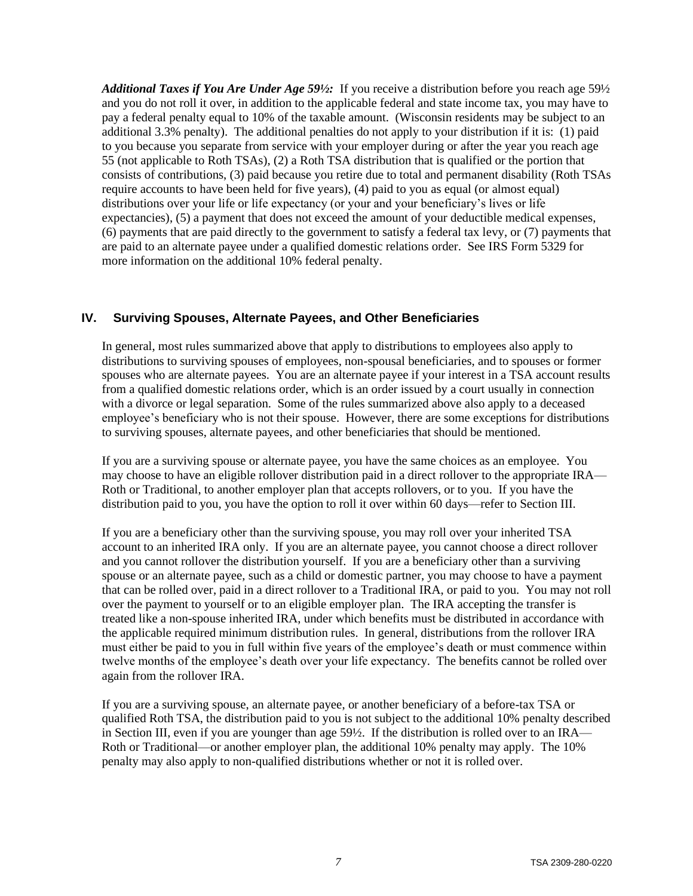***Additional Taxes if You Are Under Age 59½:*** If you receive a distribution before you reach age 59½ and you do not roll it over, in addition to the applicable federal and state income tax, you may have to pay a federal penalty equal to 10% of the taxable amount. (Wisconsin residents may be subject to an additional 3.3% penalty). The additional penalties do not apply to your distribution if it is: (1) paid to you because you separate from service with your employer during or after the year you reach age 55 (not applicable to Roth TSAs), (2) a Roth TSA distribution that is qualified or the portion that consists of contributions, (3) paid because you retire due to total and permanent disability (Roth TSAs require accounts to have been held for five years), (4) paid to you as equal (or almost equal) distributions over your life or life expectancy (or your and your beneficiary's lives or life expectancies), (5) a payment that does not exceed the amount of your deductible medical expenses, (6) payments that are paid directly to the government to satisfy a federal tax levy, or (7) payments that are paid to an alternate payee under a qualified domestic relations order. See IRS Form 5329 for more information on the additional 10% federal penalty.

## IV. Surviving Spouses, Alternate Payees, and Other Beneficiaries

In general, most rules summarized above that apply to distributions to employees also apply to distributions to surviving spouses of employees, non-spousal beneficiaries, and to spouses or former spouses who are alternate payees. You are an alternate payee if your interest in a TSA account results from a qualified domestic relations order, which is an order issued by a court usually in connection with a divorce or legal separation. Some of the rules summarized above also apply to a deceased employee's beneficiary who is not their spouse. However, there are some exceptions for distributions to surviving spouses, alternate payees, and other beneficiaries that should be mentioned.

If you are a surviving spouse or alternate payee, you have the same choices as an employee. You may choose to have an eligible rollover distribution paid in a direct rollover to the appropriate IRA—Roth or Traditional, to another employer plan that accepts rollovers, or to you. If you have the distribution paid to you, you have the option to roll it over within 60 days—refer to Section III.

If you are a beneficiary other than the surviving spouse, you may roll over your inherited TSA account to an inherited IRA only. If you are an alternate payee, you cannot choose a direct rollover and you cannot rollover the distribution yourself. If you are a beneficiary other than a surviving spouse or an alternate payee, such as a child or domestic partner, you may choose to have a payment that can be rolled over, paid in a direct rollover to a Traditional IRA, or paid to you. You may not roll over the payment to yourself or to an eligible employer plan. The IRA accepting the transfer is treated like a non-spouse inherited IRA, under which benefits must be distributed in accordance with the applicable required minimum distribution rules. In general, distributions from the rollover IRA must either be paid to you in full within five years of the employee's death or must commence within twelve months of the employee's death over your life expectancy. The benefits cannot be rolled over again from the rollover IRA.

If you are a surviving spouse, an alternate payee, or another beneficiary of a before-tax TSA or qualified Roth TSA, the distribution paid to you is not subject to the additional 10% penalty described in Section III, even if you are younger than age 59½. If the distribution is rolled over to an IRA—Roth or Traditional—or another employer plan, the additional 10% penalty may apply. The 10% penalty may also apply to non-qualified distributions whether or not it is rolled over.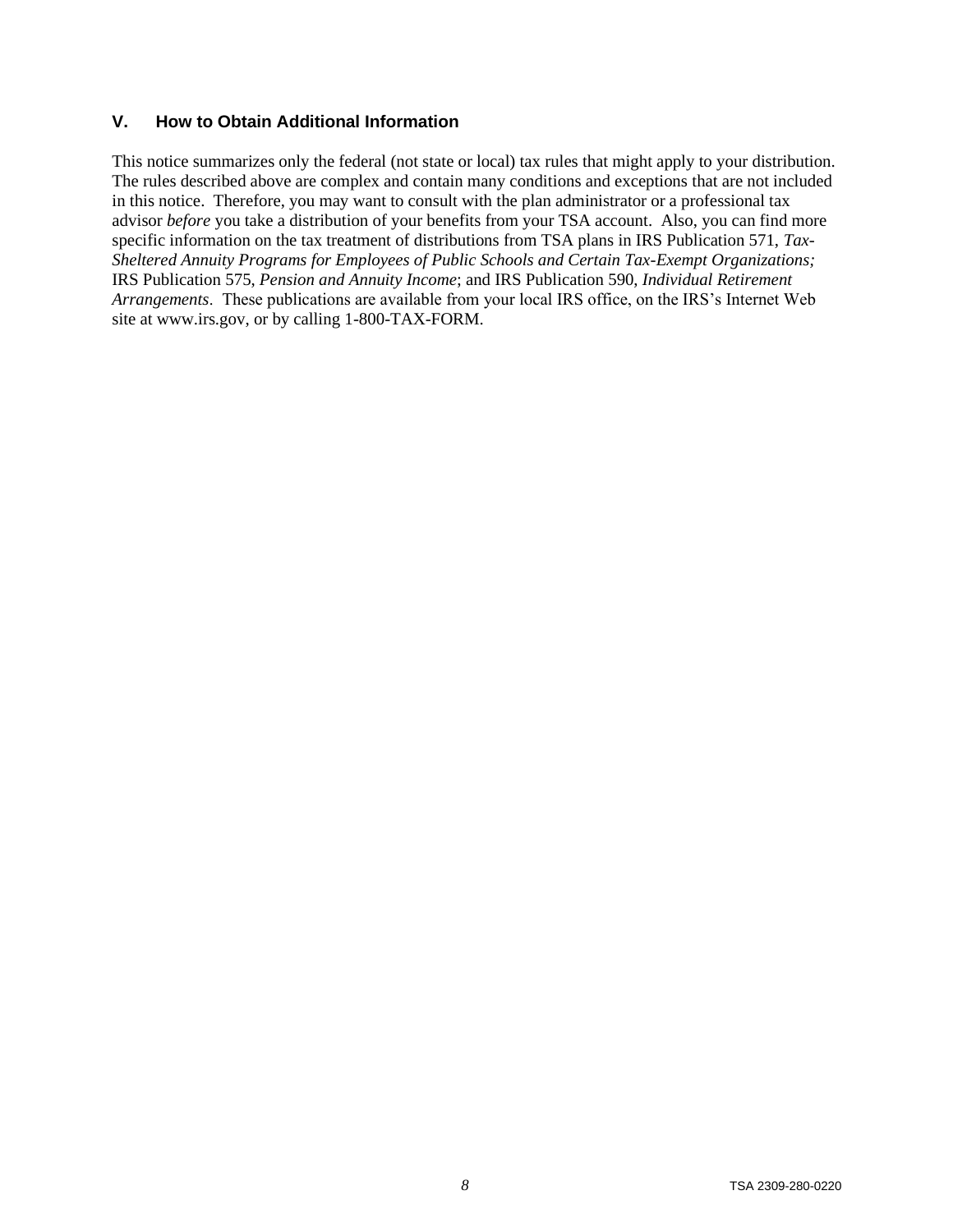## V. How to Obtain Additional Information

This notice summarizes only the federal (not state or local) tax rules that might apply to your distribution. The rules described above are complex and contain many conditions and exceptions that are not included in this notice. Therefore, you may want to consult with the plan administrator or a professional tax advisor *before* you take a distribution of your benefits from your TSA account. Also, you can find more specific information on the tax treatment of distributions from TSA plans in IRS Publication 571, *Tax-Sheltered Annuity Programs for Employees of Public Schools and Certain Tax-Exempt Organizations;* IRS Publication 575, *Pension and Annuity Income*; and IRS Publication 590, *Individual Retirement Arrangements*. These publications are available from your local IRS office, on the IRS's Internet Web site at www.irs.gov, or by calling 1-800-TAX-FORM.

TSA 2309-280-0220